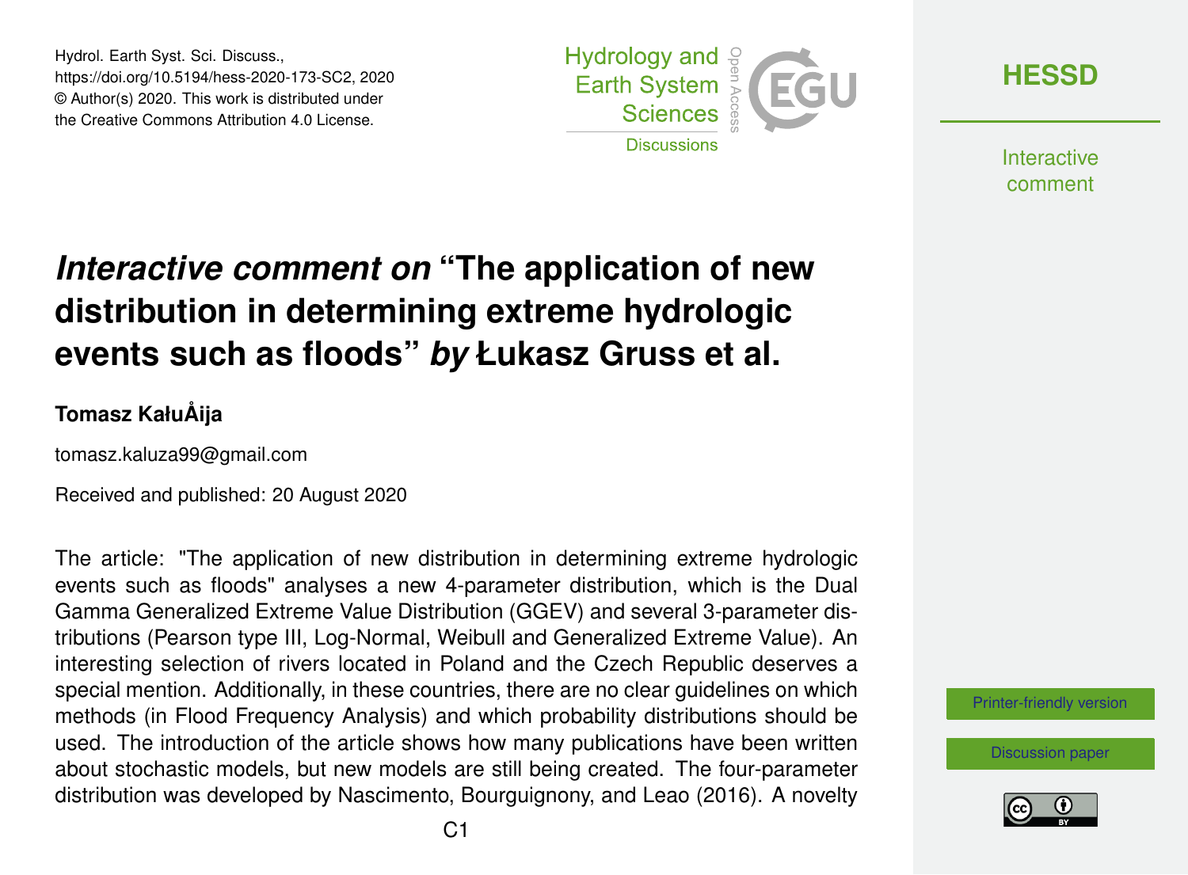# *Interactive comment on* "The application of new distribution in determining extreme hydrologic events such as floods" *by* Łukasz Gruss et al.

**Tomasz KałuÅija**

tomasz.kaluza99@gmail.com

Received and published: 20 August 2020

The article: "The application of new distribution in determining extreme hydrologic events such as floods" analyses a new 4-parameter distribution, which is the Dual Gamma Generalized Extreme Value Distribution (GGEV) and several 3-parameter distributions (Pearson type III, Log-Normal, Weibull and Generalized Extreme Value). An interesting selection of rivers located in Poland and the Czech Republic deserves a special mention. Additionally, in these countries, there are no clear guidelines on which methods (in Flood Frequency Analysis) and which probability distributions should be used. The introduction of the article shows how many publications have been written about stochastic models, but new models are still being created. The four-parameter distribution was developed by Nascimento, Bourguignony, and Leao (2016). A novelty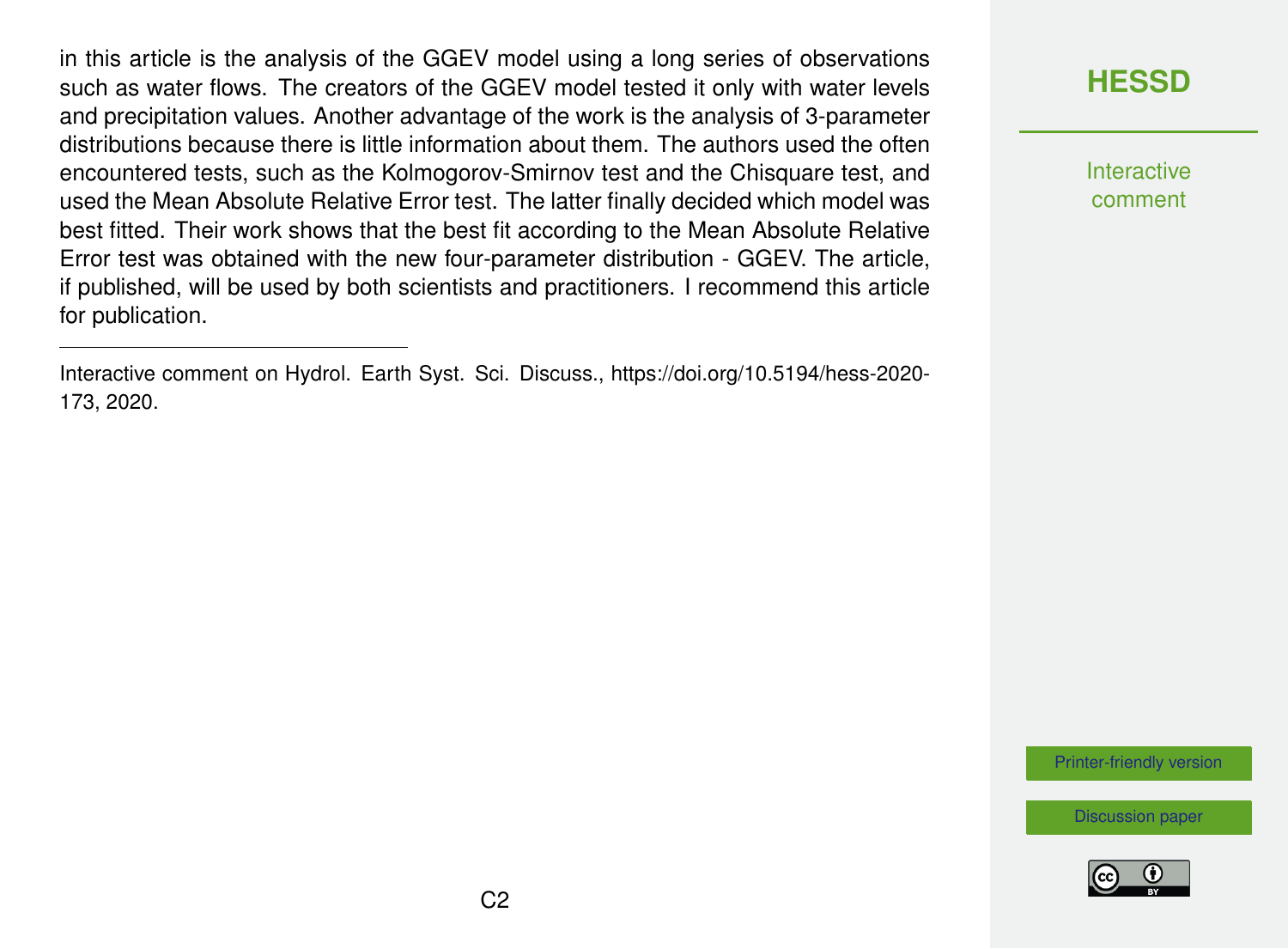in this article is the analysis of the GGEV model using a long series of observations such as water flows. The creators of the GGEV model tested it only with water levels and precipitation values. Another advantage of the work is the analysis of 3-parameter distributions because there is little information about them. The authors used the often encountered tests, such as the Kolmogorov-Smirnov test and the Chisquare test, and used the Mean Absolute Relative Error test. The latter finally decided which model was best fitted. Their work shows that the best fit according to the Mean Absolute Relative Error test was obtained with the new four-parameter distribution - GGEV. The article, if published, will be used by both scientists and practitioners. I recommend this article for publication.

---

Interactive comment on Hydrol. Earth Syst. Sci. Discuss., https://doi.org/10.5194/hess-2020-173, 2020.